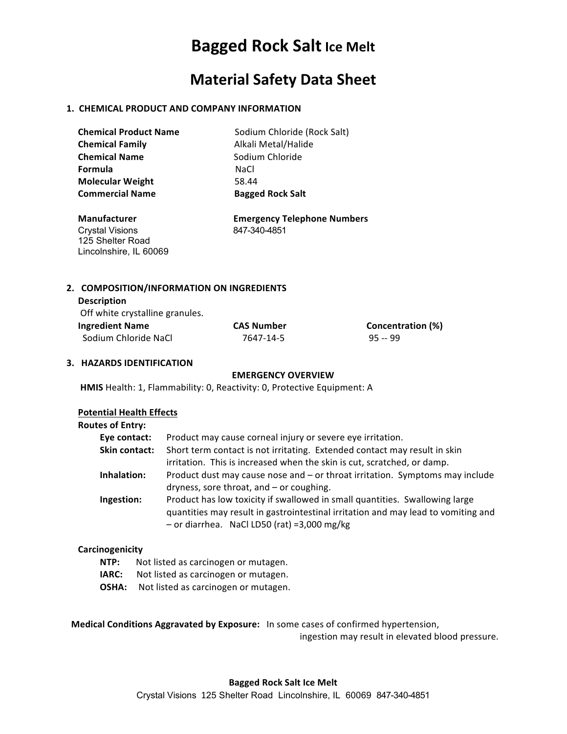# Bagged Rock Salt Ice Melt

# Material Safety Data Sheet

## 1. CHEMICAL PRODUCT AND COMPANY INFORMATION

| | |
|---|---|
| **Chemical Product Name** | Sodium Chloride (Rock Salt) |
| **Chemical Family** | Alkali Metal/Halide |
| **Chemical Name** | Sodium Chloride |
| **Formula** | NaCl |
| **Molecular Weight** | 58.44 |
| **Commercial Name** | **Bagged Rock Salt** |

| **Manufacturer** | **Emergency Telephone Numbers** |
|---|---|
| Crystal Visions<br>125 Shelter Road<br>Lincolnshire, IL 60069 | 847-340-4851 |

## 2. COMPOSITION/INFORMATION ON INGREDIENTS

**Description**

Off white crystalline granules.

| Ingredient Name | CAS Number | Concentration (%) |
|---|---|---|
| Sodium Chloride NaCl | 7647-14-5 | 95 -- 99 |

## 3. HAZARDS IDENTIFICATION

**EMERGENCY OVERVIEW**

**HMIS** Health: 1, Flammability: 0, Reactivity: 0, Protective Equipment: A

**Potential Health Effects**

**Routes of Entry:**

- **Eye contact:** Product may cause corneal injury or severe eye irritation.
- **Skin contact:** Short term contact is not irritating. Extended contact may result in skin irritation. This is increased when the skin is cut, scratched, or damp.
- **Inhalation:** Product dust may cause nose and – or throat irritation. Symptoms may include dryness, sore throat, and – or coughing.
- **Ingestion:** Product has low toxicity if swallowed in small quantities. Swallowing large quantities may result in gastrointestinal irritation and may lead to vomiting and – or diarrhea. NaCl LD50 (rat) =3,000 mg/kg

**Carcinogenicity**

- **NTP:** Not listed as carcinogen or mutagen.
- **IARC:** Not listed as carcinogen or mutagen.
- **OSHA:** Not listed as carcinogen or mutagen.

**Medical Conditions Aggravated by Exposure:** In some cases of confirmed hypertension, ingestion may result in elevated blood pressure.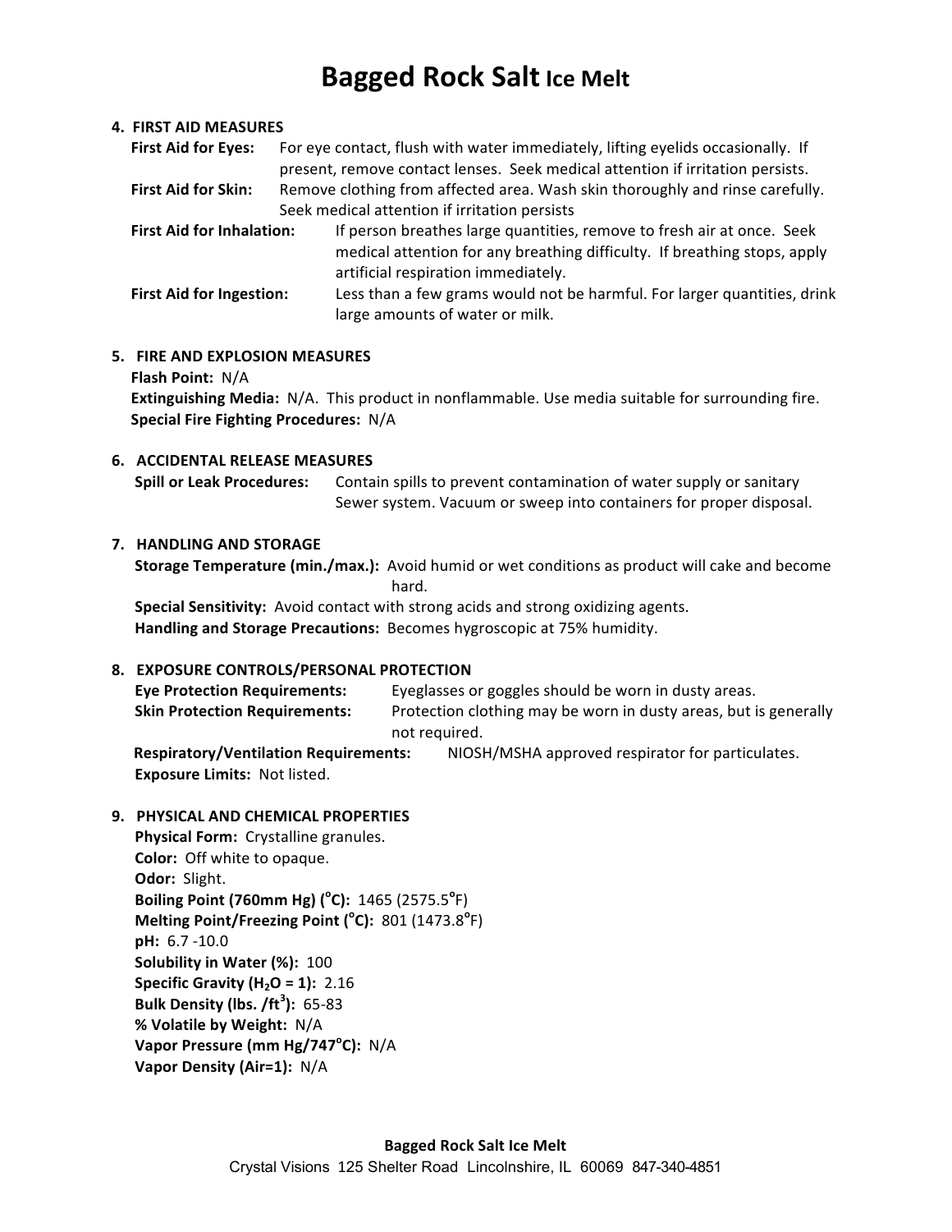# Bagged Rock Salt Ice Melt

## 4. FIRST AID MEASURES

**First Aid for Eyes:** For eye contact, flush with water immediately, lifting eyelids occasionally. If present, remove contact lenses. Seek medical attention if irritation persists.

**First Aid for Skin:** Remove clothing from affected area. Wash skin thoroughly and rinse carefully. Seek medical attention if irritation persists

**First Aid for Inhalation:** If person breathes large quantities, remove to fresh air at once. Seek medical attention for any breathing difficulty. If breathing stops, apply artificial respiration immediately.

**First Aid for Ingestion:** Less than a few grams would not be harmful. For larger quantities, drink large amounts of water or milk.

## 5. FIRE AND EXPLOSION MEASURES

**Flash Point:** N/A

**Extinguishing Media:** N/A. This product in nonflammable. Use media suitable for surrounding fire.

**Special Fire Fighting Procedures:** N/A

## 6. ACCIDENTAL RELEASE MEASURES

**Spill or Leak Procedures:** Contain spills to prevent contamination of water supply or sanitary Sewer system. Vacuum or sweep into containers for proper disposal.

## 7. HANDLING AND STORAGE

**Storage Temperature (min./max.):** Avoid humid or wet conditions as product will cake and become hard.

**Special Sensitivity:** Avoid contact with strong acids and strong oxidizing agents.

**Handling and Storage Precautions:** Becomes hygroscopic at 75% humidity.

## 8. EXPOSURE CONTROLS/PERSONAL PROTECTION

**Eye Protection Requirements:** Eyeglasses or goggles should be worn in dusty areas.

**Skin Protection Requirements:** Protection clothing may be worn in dusty areas, but is generally not required.

**Respiratory/Ventilation Requirements:** NIOSH/MSHA approved respirator for particulates.

**Exposure Limits:** Not listed.

## 9. PHYSICAL AND CHEMICAL PROPERTIES

**Physical Form:** Crystalline granules.

**Color:** Off white to opaque.

**Odor:** Slight.

**Boiling Point (760mm Hg) (°C):** 1465 (2575.5°F)

**Melting Point/Freezing Point (°C):** 801 (1473.8°F)

**pH:** 6.7 -10.0

**Solubility in Water (%):** 100

**Specific Gravity ($H_2O$ = 1):** 2.16

**Bulk Density (lbs. /ft$^3$):** 65-83

**% Volatile by Weight:** N/A

**Vapor Pressure (mm Hg/747°C):** N/A

**Vapor Density (Air=1):** N/A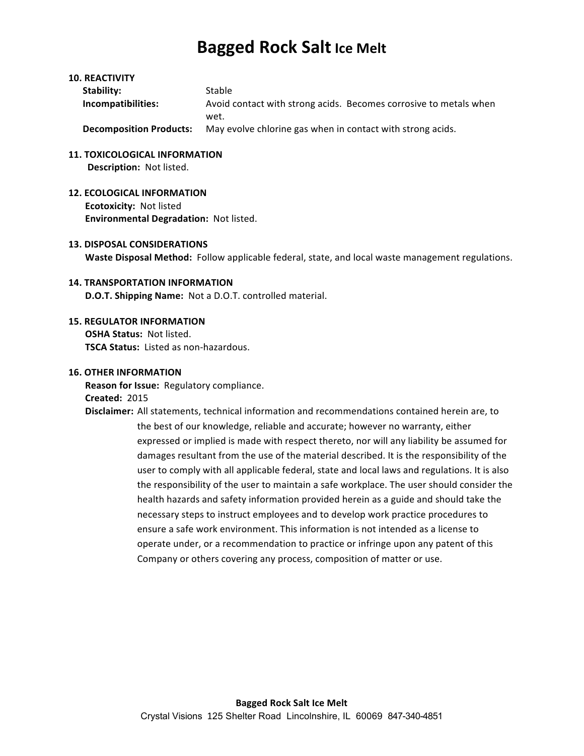# Bagged Rock Salt Ice Melt

## 10. REACTIVITY

**Stability:** Stable

**Incompatibilities:** Avoid contact with strong acids. Becomes corrosive to metals when wet.

**Decomposition Products:** May evolve chlorine gas when in contact with strong acids.

## 11. TOXICOLOGICAL INFORMATION

**Description:** Not listed.

## 12. ECOLOGICAL INFORMATION

**Ecotoxicity:** Not listed

**Environmental Degradation:** Not listed.

## 13. DISPOSAL CONSIDERATIONS

**Waste Disposal Method:** Follow applicable federal, state, and local waste management regulations.

## 14. TRANSPORTATION INFORMATION

**D.O.T. Shipping Name:** Not a D.O.T. controlled material.

## 15. REGULATOR INFORMATION

**OSHA Status:** Not listed.

**TSCA Status:** Listed as non-hazardous.

## 16. OTHER INFORMATION

**Reason for Issue:** Regulatory compliance.

**Created:** 2015

**Disclaimer:** All statements, technical information and recommendations contained herein are, to the best of our knowledge, reliable and accurate; however no warranty, either expressed or implied is made with respect thereto, nor will any liability be assumed for damages resultant from the use of the material described. It is the responsibility of the user to comply with all applicable federal, state and local laws and regulations. It is also the responsibility of the user to maintain a safe workplace. The user should consider the health hazards and safety information provided herein as a guide and should take the necessary steps to instruct employees and to develop work practice procedures to ensure a safe work environment. This information is not intended as a license to operate under, or a recommendation to practice or infringe upon any patent of this Company or others covering any process, composition of matter or use.